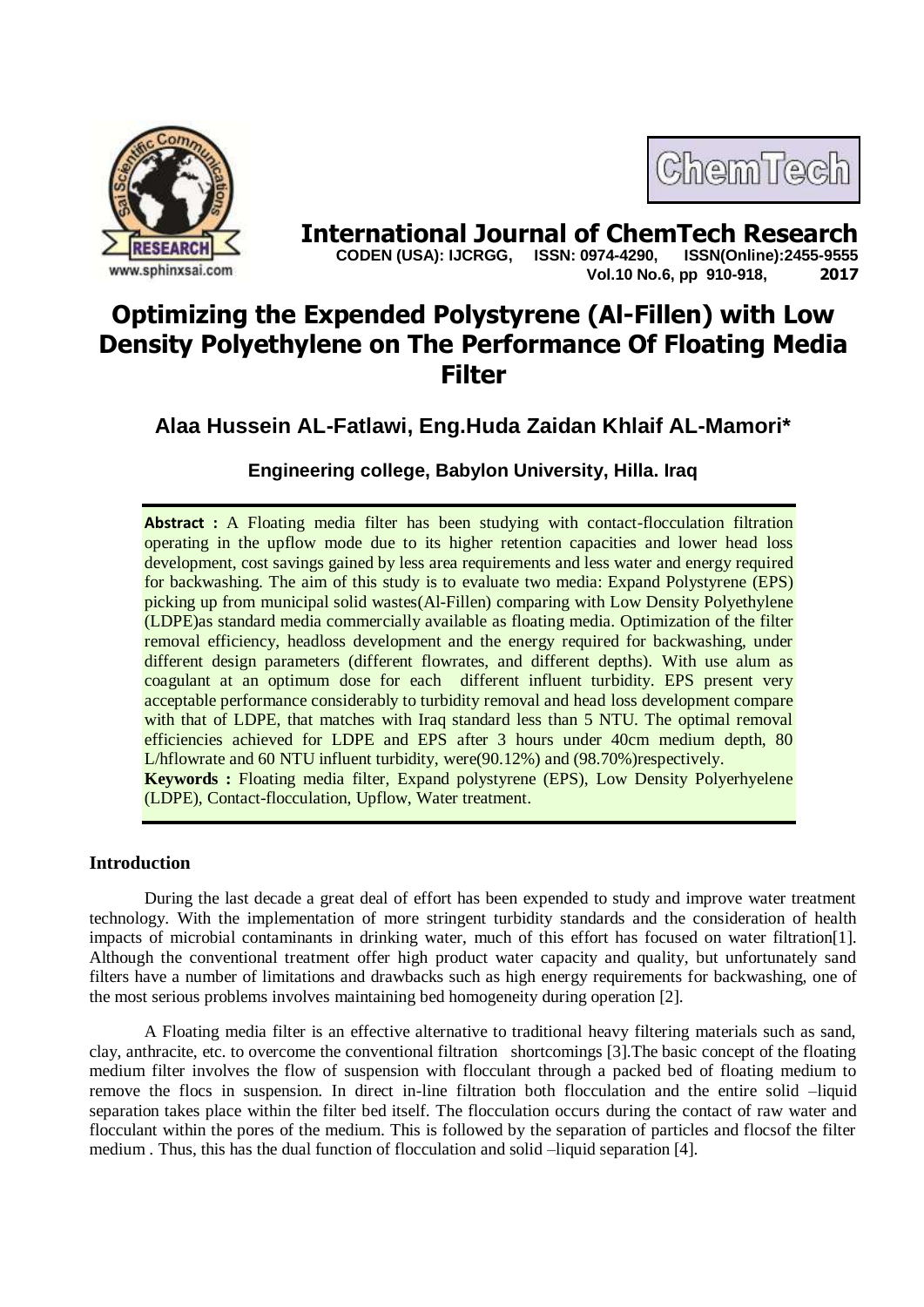# International Journal of ChemTech Research

**CODEN (USA): IJCRGG, ISSN: 0974-4290, ISSN(Online):2455-9555**
**Vol.10 No.6, pp 910-918, 2017**

# Optimizing the Expended Polystyrene (Al-Fillen) with Low Density Polyethylene on The Performance Of Floating Media Filter

## Alaa Hussein AL-Fatlawi, Eng.Huda Zaidan Khlaif AL-Mamori*

**Engineering college, Babylon University, Hilla. Iraq**

**Abstract :** A Floating media filter has been studying with contact-flocculation filtration operating in the upflow mode due to its higher retention capacities and lower head loss development, cost savings gained by less area requirements and less water and energy required for backwashing. The aim of this study is to evaluate two media: Expand Polystyrene (EPS) picking up from municipal solid wastes(Al-Fillen) comparing with Low Density Polyethylene (LDPE)as standard media commercially available as floating media. Optimization of the filter removal efficiency, headloss development and the energy required for backwashing, under different design parameters (different flowrates, and different depths). With use alum as coagulant at an optimum dose for each different influent turbidity. EPS present very acceptable performance considerably to turbidity removal and head loss development compare with that of LDPE, that matches with Iraq standard less than 5 NTU. The optimal removal efficiencies achieved for LDPE and EPS after 3 hours under 40cm medium depth, 80 L/hflowrate and 60 NTU influent turbidity, were(90.12%) and (98.70%)respectively.

**Keywords :** Floating media filter, Expand polystyrene (EPS), Low Density Polyerhyelene (LDPE), Contact-flocculation, Upflow, Water treatment.

## Introduction

During the last decade a great deal of effort has been expended to study and improve water treatment technology. With the implementation of more stringent turbidity standards and the consideration of health impacts of microbial contaminants in drinking water, much of this effort has focused on water filtration[1]. Although the conventional treatment offer high product water capacity and quality, but unfortunately sand filters have a number of limitations and drawbacks such as high energy requirements for backwashing, one of the most serious problems involves maintaining bed homogeneity during operation [2].

A Floating media filter is an effective alternative to traditional heavy filtering materials such as sand, clay, anthracite, etc. to overcome the conventional filtration shortcomings [3].The basic concept of the floating medium filter involves the flow of suspension with flocculant through a packed bed of floating medium to remove the flocs in suspension. In direct in-line filtration both flocculation and the entire solid –liquid separation takes place within the filter bed itself. The flocculation occurs during the contact of raw water and flocculant within the pores of the medium. This is followed by the separation of particles and flocsof the filter medium . Thus, this has the dual function of flocculation and solid –liquid separation [4].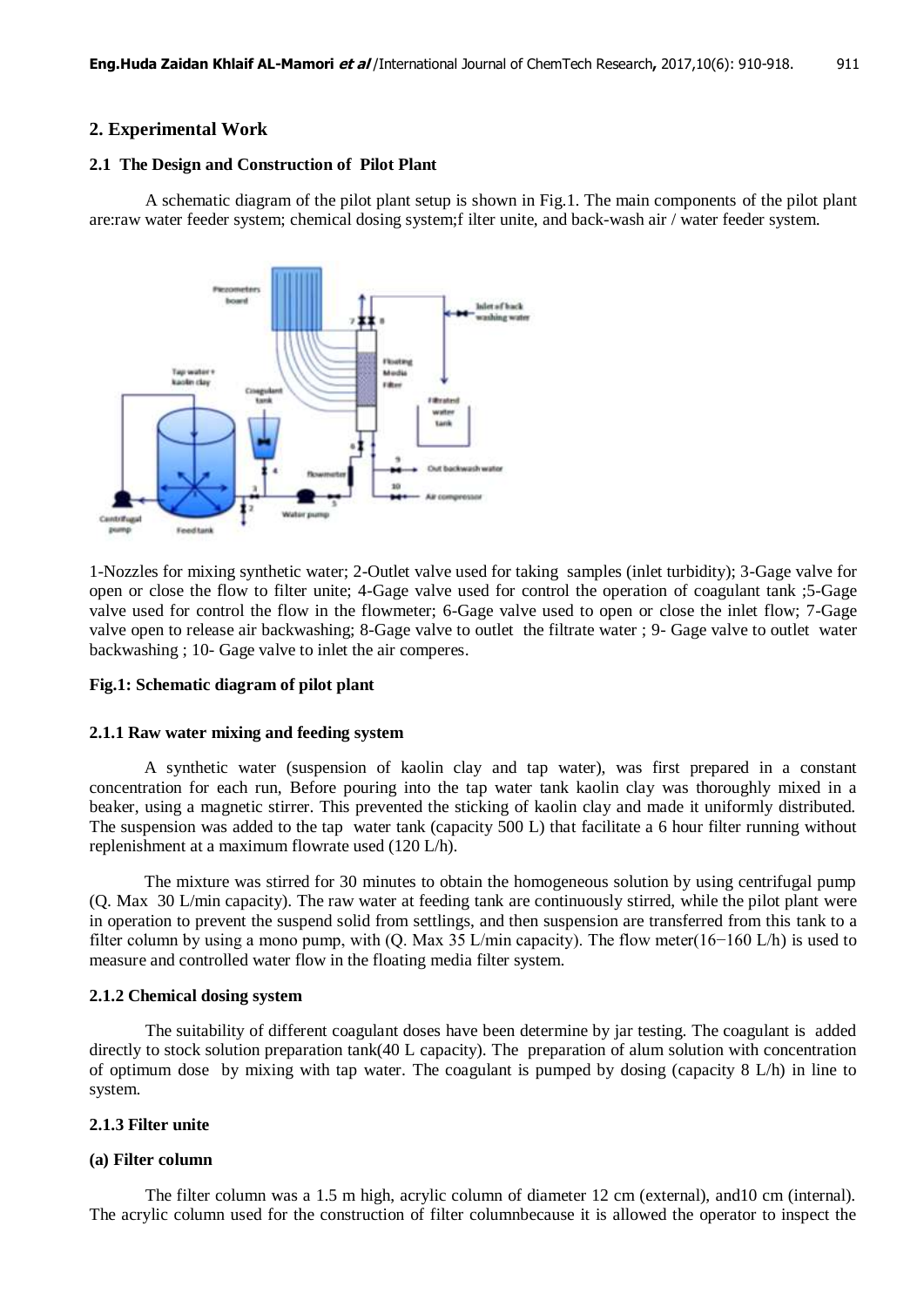## 2. Experimental Work

### 2.1 The Design and Construction of Pilot Plant

A schematic diagram of the pilot plant setup is shown in Fig.1. The main components of the pilot plant are:raw water feeder system; chemical dosing system;f ilter unite, and back-wash air / water feeder system.

1-Nozzles for mixing synthetic water; 2-Outlet valve used for taking samples (inlet turbidity); 3-Gage valve for open or close the flow to filter unite; 4-Gage valve used for control the operation of coagulant tank ;5-Gage valve used for control the flow in the flowmeter; 6-Gage valve used to open or close the inlet flow; 7-Gage valve open to release air backwashing; 8-Gage valve to outlet the filtrate water ; 9- Gage valve to outlet water backwashing ; 10- Gage valve to inlet the air comperes.

**Fig.1: Schematic diagram of pilot plant**

#### 2.1.1 Raw water mixing and feeding system

A synthetic water (suspension of kaolin clay and tap water), was first prepared in a constant concentration for each run, Before pouring into the tap water tank kaolin clay was thoroughly mixed in a beaker, using a magnetic stirrer. This prevented the sticking of kaolin clay and made it uniformly distributed. The suspension was added to the tap water tank (capacity 500 L) that facilitate a 6 hour filter running without replenishment at a maximum flowrate used (120 L/h).

The mixture was stirred for 30 minutes to obtain the homogeneous solution by using centrifugal pump (Q. Max 30 L/min capacity). The raw water at feeding tank are continuously stirred, while the pilot plant were in operation to prevent the suspend solid from settlings, and then suspension are transferred from this tank to a filter column by using a mono pump, with (Q. Max 35 L/min capacity). The flow meter(16−160 L/h) is used to measure and controlled water flow in the floating media filter system.

#### 2.1.2 Chemical dosing system

The suitability of different coagulant doses have been determine by jar testing. The coagulant is added directly to stock solution preparation tank(40 L capacity). The preparation of alum solution with concentration of optimum dose by mixing with tap water. The coagulant is pumped by dosing (capacity 8 L/h) in line to system.

#### 2.1.3 Filter unite

**(a) Filter column**

The filter column was a 1.5 m high, acrylic column of diameter 12 cm (external), and10 cm (internal). The acrylic column used for the construction of filter columnbecause it is allowed the operator to inspect the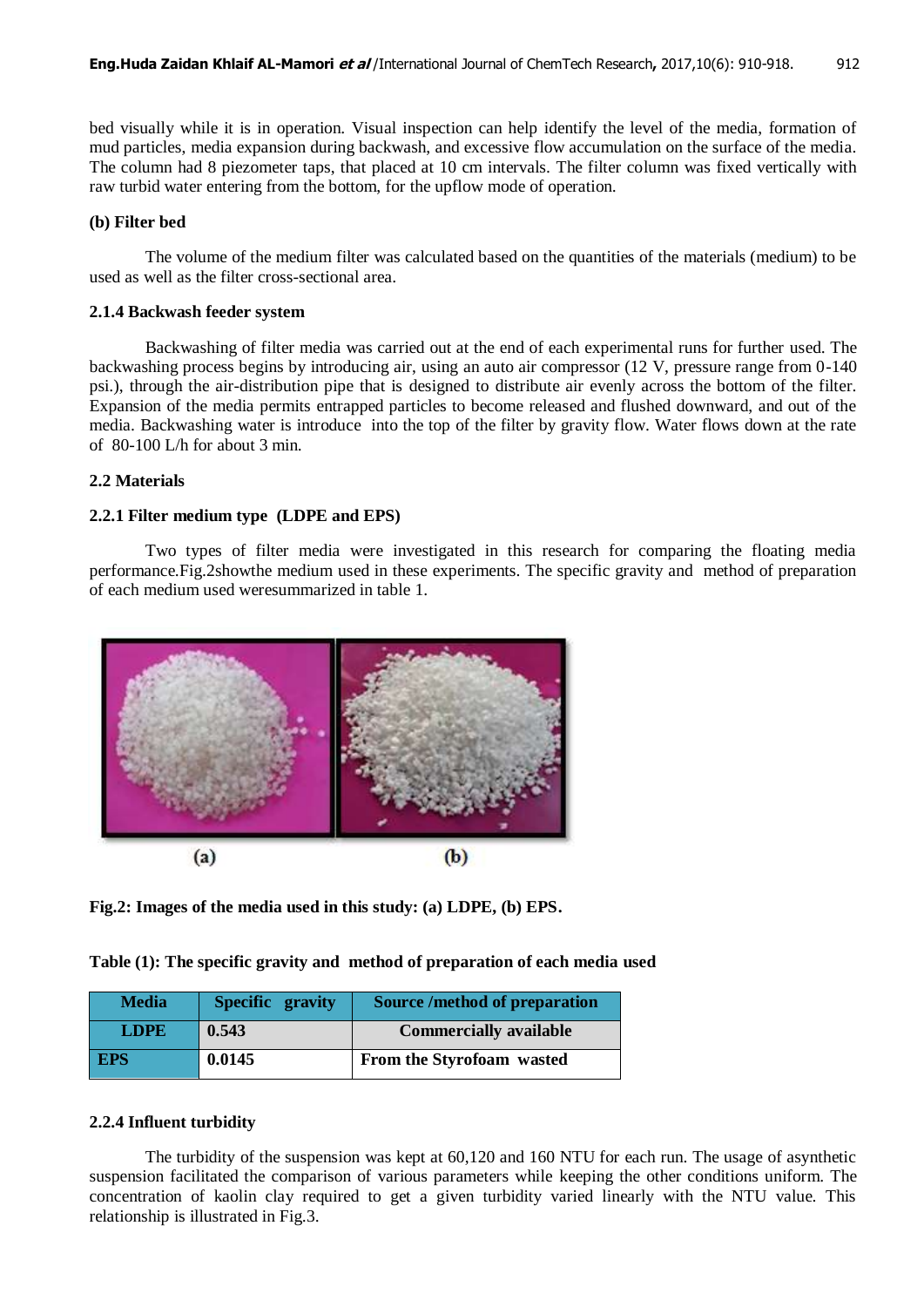bed visually while it is in operation. Visual inspection can help identify the level of the media, formation of mud particles, media expansion during backwash, and excessive flow accumulation on the surface of the media. The column had 8 piezometer taps, that placed at 10 cm intervals. The filter column was fixed vertically with raw turbid water entering from the bottom, for the upflow mode of operation.

**(b) Filter bed**

The volume of the medium filter was calculated based on the quantities of the materials (medium) to be used as well as the filter cross-sectional area.

**2.1.4 Backwash feeder system**

Backwashing of filter media was carried out at the end of each experimental runs for further used. The backwashing process begins by introducing air, using an auto air compressor (12 V, pressure range from 0-140 psi.), through the air-distribution pipe that is designed to distribute air evenly across the bottom of the filter. Expansion of the media permits entrapped particles to become released and flushed downward, and out of the media. Backwashing water is introduce into the top of the filter by gravity flow. Water flows down at the rate of 80-100 L/h for about 3 min.

**2.2 Materials**

**2.2.1 Filter medium type (LDPE and EPS)**

Two types of filter media were investigated in this research for comparing the floating media performance.Fig.2showthe medium used in these experiments. The specific gravity and method of preparation of each medium used weresummarized in table 1.

(a) (b)

**Fig.2: Images of the media used in this study: (a) LDPE, (b) EPS.**

**Table (1): The specific gravity and method of preparation of each media used**

| Media | Specific gravity | Source /method of preparation |
|---|---|---|
| LDPE | 0.543 | Commercially available |
| EPS | 0.0145 | From the Styrofoam wasted |

**2.2.4 Influent turbidity**

The turbidity of the suspension was kept at 60,120 and 160 NTU for each run. The usage of asynthetic suspension facilitated the comparison of various parameters while keeping the other conditions uniform. The concentration of kaolin clay required to get a given turbidity varied linearly with the NTU value. This relationship is illustrated in Fig.3.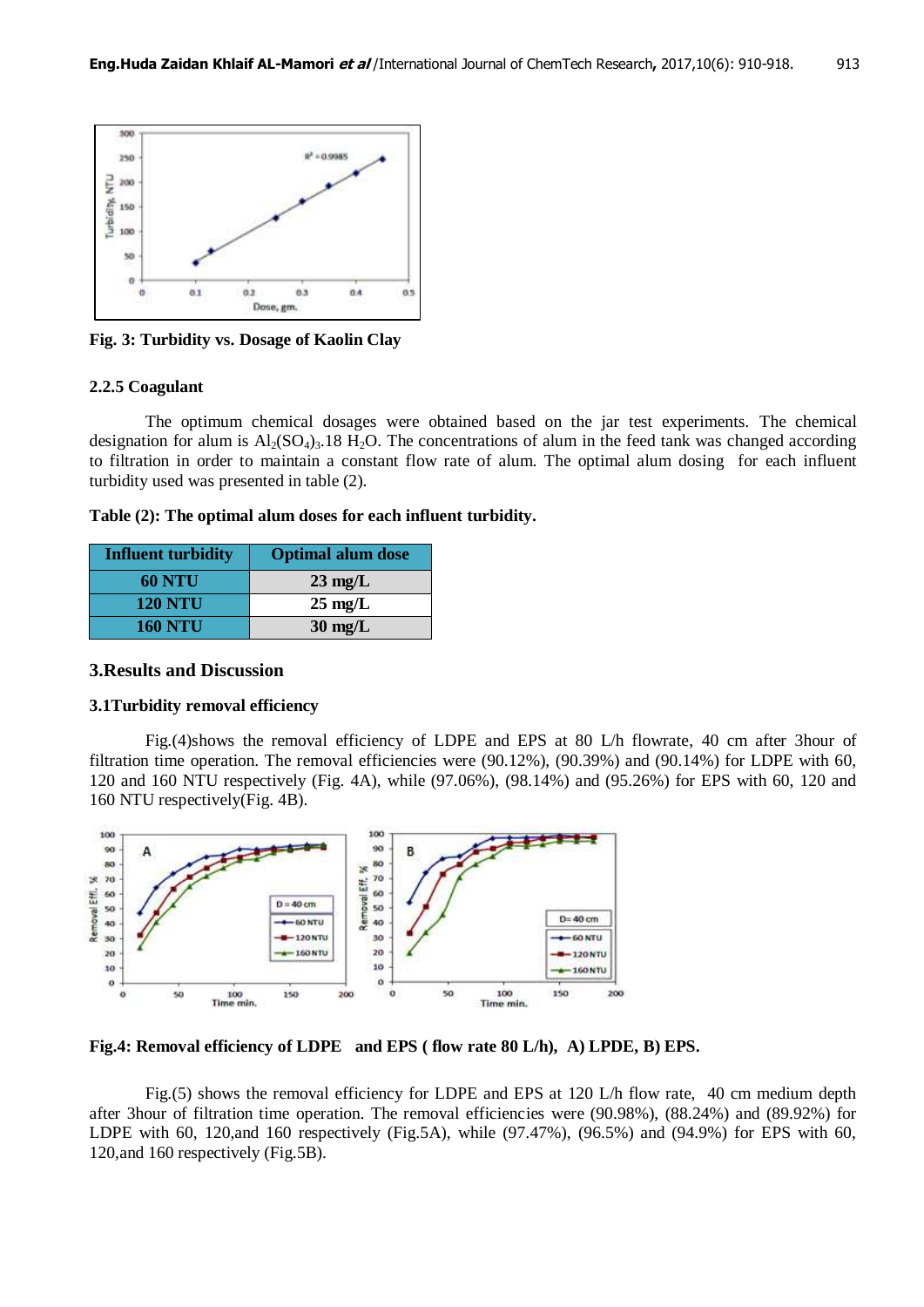Fig. 3: Turbidity vs. Dosage of Kaolin Clay

### 2.2.5 Coagulant

The optimum chemical dosages were obtained based on the jar test experiments. The chemical designation for alum is $Al_2(SO_4)_3.18\ H_2O$. The concentrations of alum in the feed tank was changed according to filtration in order to maintain a constant flow rate of alum. The optimal alum dosing for each influent turbidity used was presented in table (2).

**Table (2): The optimal alum doses for each influent turbidity.**

| Influent turbidity | Optimal alum dose |
|---|---|
| 60 NTU | 23 mg/L |
| 120 NTU | 25 mg/L |
| 160 NTU | 30 mg/L |

## 3.Results and Discussion

### 3.1Turbidity removal efficiency

Fig.(4)shows the removal efficiency of LDPE and EPS at 80 L/h flowrate, 40 cm after 3hour of filtration time operation. The removal efficiencies were (90.12%), (90.39%) and (90.14%) for LDPE with 60, 120 and 160 NTU respectively (Fig. 4A), while (97.06%), (98.14%) and (95.26%) for EPS with 60, 120 and 160 NTU respectively(Fig. 4B).

**Fig.4: Removal efficiency of LDPE and EPS ( flow rate 80 L/h), A) LPDE, B) EPS.**

Fig.(5) shows the removal efficiency for LDPE and EPS at 120 L/h flow rate, 40 cm medium depth after 3hour of filtration time operation. The removal efficiencies were (90.98%), (88.24%) and (89.92%) for LDPE with 60, 120,and 160 respectively (Fig.5A), while (97.47%), (96.5%) and (94.9%) for EPS with 60, 120,and 160 respectively (Fig.5B).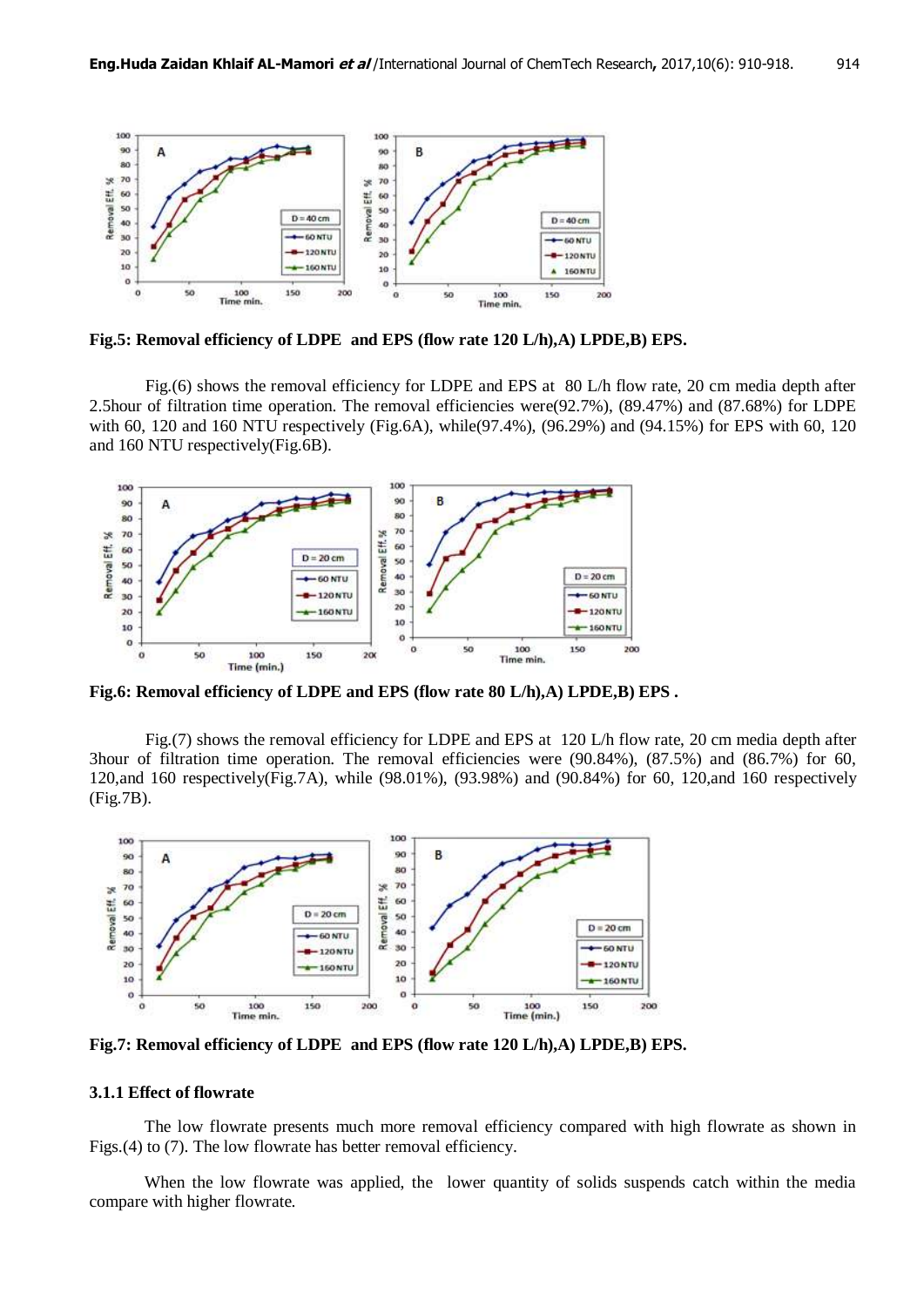**Fig.5: Removal efficiency of LDPE and EPS (flow rate 120 L/h),A) LPDE,B) EPS.**

Fig.(6) shows the removal efficiency for LDPE and EPS at 80 L/h flow rate, 20 cm media depth after 2.5hour of filtration time operation. The removal efficiencies were(92.7%), (89.47%) and (87.68%) for LDPE with 60, 120 and 160 NTU respectively (Fig.6A), while(97.4%), (96.29%) and (94.15%) for EPS with 60, 120 and 160 NTU respectively(Fig.6B).

**Fig.6: Removal efficiency of LDPE and EPS (flow rate 80 L/h),A) LPDE,B) EPS .**

Fig.(7) shows the removal efficiency for LDPE and EPS at 120 L/h flow rate, 20 cm media depth after 3hour of filtration time operation. The removal efficiencies were (90.84%), (87.5%) and (86.7%) for 60, 120,and 160 respectively(Fig.7A), while (98.01%), (93.98%) and (90.84%) for 60, 120,and 160 respectively (Fig.7B).

**Fig.7: Removal efficiency of LDPE and EPS (flow rate 120 L/h),A) LPDE,B) EPS.**

### 3.1.1 Effect of flowrate

The low flowrate presents much more removal efficiency compared with high flowrate as shown in Figs.(4) to (7). The low flowrate has better removal efficiency.

When the low flowrate was applied, the lower quantity of solids suspends catch within the media compare with higher flowrate.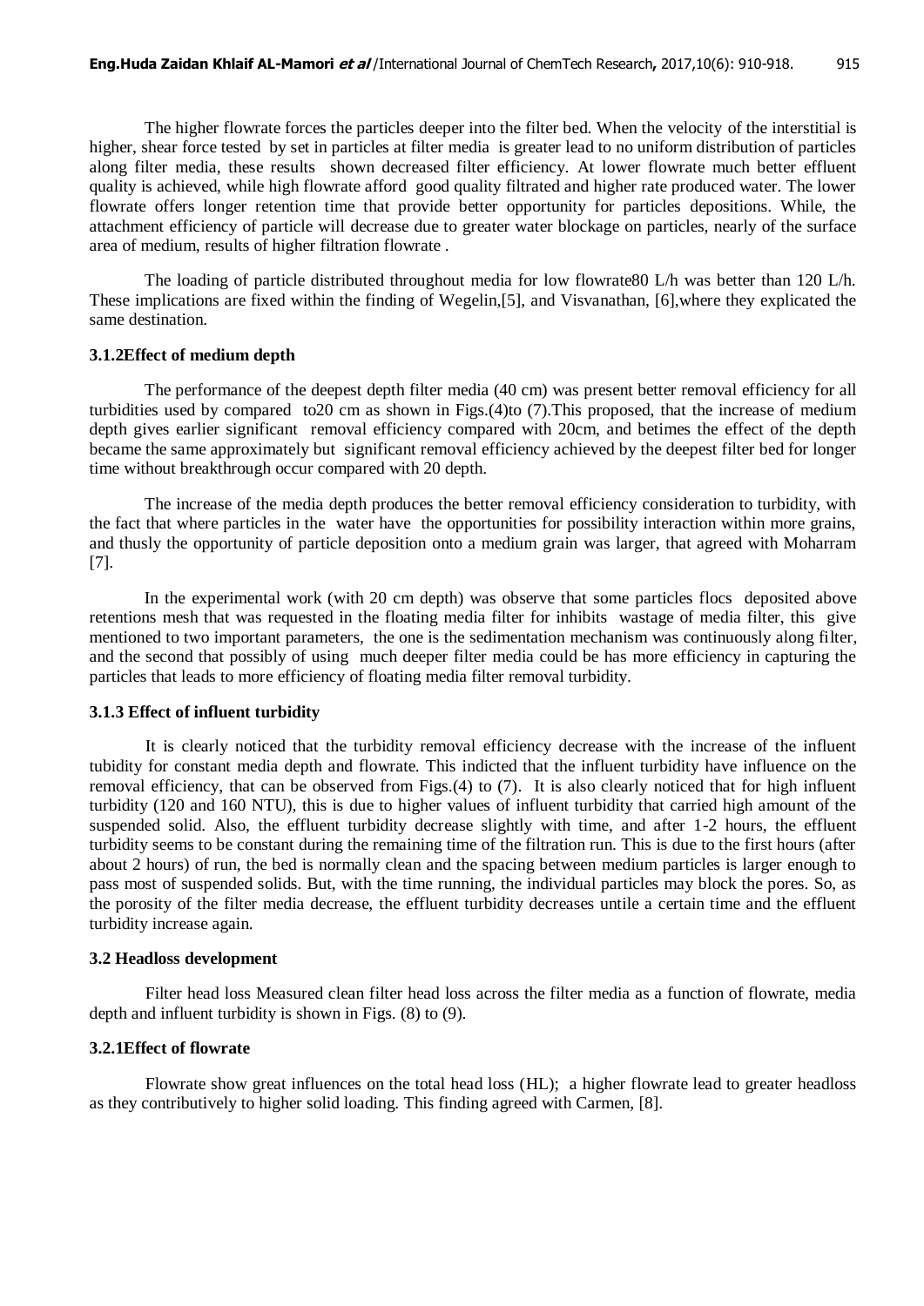The higher flowrate forces the particles deeper into the filter bed. When the velocity of the interstitial is higher, shear force tested by set in particles at filter media is greater lead to no uniform distribution of particles along filter media, these results shown decreased filter efficiency. At lower flowrate much better effluent quality is achieved, while high flowrate afford good quality filtrated and higher rate produced water. The lower flowrate offers longer retention time that provide better opportunity for particles depositions. While, the attachment efficiency of particle will decrease due to greater water blockage on particles, nearly of the surface area of medium, results of higher filtration flowrate .

The loading of particle distributed throughout media for low flowrate80 L/h was better than 120 L/h. These implications are fixed within the finding of Wegelin,[5], and Visvanathan, [6],where they explicated the same destination.

### 3.1.2Effect of medium depth

The performance of the deepest depth filter media (40 cm) was present better removal efficiency for all turbidities used by compared to20 cm as shown in Figs.(4)to (7).This proposed, that the increase of medium depth gives earlier significant removal efficiency compared with 20cm, and betimes the effect of the depth became the same approximately but significant removal efficiency achieved by the deepest filter bed for longer time without breakthrough occur compared with 20 depth.

The increase of the media depth produces the better removal efficiency consideration to turbidity, with the fact that where particles in the water have the opportunities for possibility interaction within more grains, and thusly the opportunity of particle deposition onto a medium grain was larger, that agreed with Moharram [7].

In the experimental work (with 20 cm depth) was observe that some particles flocs deposited above retentions mesh that was requested in the floating media filter for inhibits wastage of media filter, this give mentioned to two important parameters, the one is the sedimentation mechanism was continuously along filter, and the second that possibly of using much deeper filter media could be has more efficiency in capturing the particles that leads to more efficiency of floating media filter removal turbidity.

### 3.1.3 Effect of influent turbidity

It is clearly noticed that the turbidity removal efficiency decrease with the increase of the influent tubidity for constant media depth and flowrate. This indicted that the influent turbidity have influence on the removal efficiency, that can be observed from Figs.(4) to (7). It is also clearly noticed that for high influent turbidity (120 and 160 NTU), this is due to higher values of influent turbidity that carried high amount of the suspended solid. Also, the effluent turbidity decrease slightly with time, and after 1-2 hours, the effluent turbidity seems to be constant during the remaining time of the filtration run. This is due to the first hours (after about 2 hours) of run, the bed is normally clean and the spacing between medium particles is larger enough to pass most of suspended solids. But, with the time running, the individual particles may block the pores. So, as the porosity of the filter media decrease, the effluent turbidity decreases untile a certain time and the effluent turbidity increase again.

### 3.2 Headloss development

Filter head loss Measured clean filter head loss across the filter media as a function of flowrate, media depth and influent turbidity is shown in Figs. (8) to (9).

### 3.2.1Effect of flowrate

Flowrate show great influences on the total head loss (HL); a higher flowrate lead to greater headloss as they contributively to higher solid loading. This finding agreed with Carmen, [8].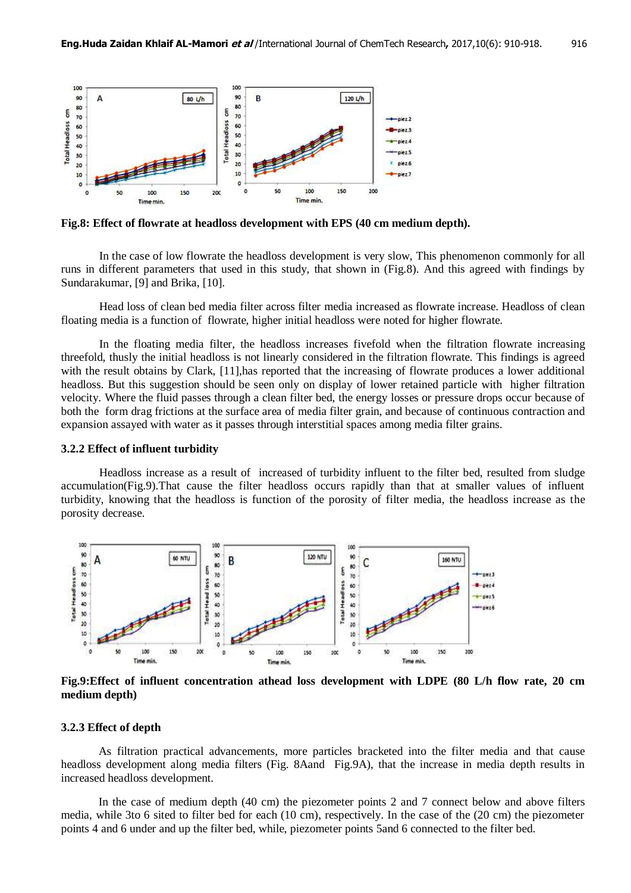**Fig.8: Effect of flowrate at headloss development with EPS (40 cm medium depth).**

In the case of low flowrate the headloss development is very slow, This phenomenon commonly for all runs in different parameters that used in this study, that shown in (Fig.8). And this agreed with findings by Sundarakumar, [9] and Brika, [10].

Head loss of clean bed media filter across filter media increased as flowrate increase. Headloss of clean floating media is a function of flowrate, higher initial headloss were noted for higher flowrate.

In the floating media filter, the headloss increases fivefold when the filtration flowrate increasing threefold, thusly the initial headloss is not linearly considered in the filtration flowrate. This findings is agreed with the result obtains by Clark, [11],has reported that the increasing of flowrate produces a lower additional headloss. But this suggestion should be seen only on display of lower retained particle with higher filtration velocity. Where the fluid passes through a clean filter bed, the energy losses or pressure drops occur because of both the form drag frictions at the surface area of media filter grain, and because of continuous contraction and expansion assayed with water as it passes through interstitial spaces among media filter grains.

### 3.2.2 Effect of influent turbidity

Headloss increase as a result of increased of turbidity influent to the filter bed, resulted from sludge accumulation(Fig.9).That cause the filter headloss occurs rapidly than that at smaller values of influent turbidity, knowing that the headloss is function of the porosity of filter media, the headloss increase as the porosity decrease.

**Fig.9:Effect of influent concentration athead loss development with LDPE (80 L/h flow rate, 20 cm medium depth)**

### 3.2.3 Effect of depth

As filtration practical advancements, more particles bracketed into the filter media and that cause headloss development along media filters (Fig. 8Aand Fig.9A), that the increase in media depth results in increased headloss development.

In the case of medium depth (40 cm) the piezometer points 2 and 7 connect below and above filters media, while 3to 6 sited to filter bed for each (10 cm), respectively. In the case of the (20 cm) the piezometer points 4 and 6 under and up the filter bed, while, piezometer points 5and 6 connected to the filter bed.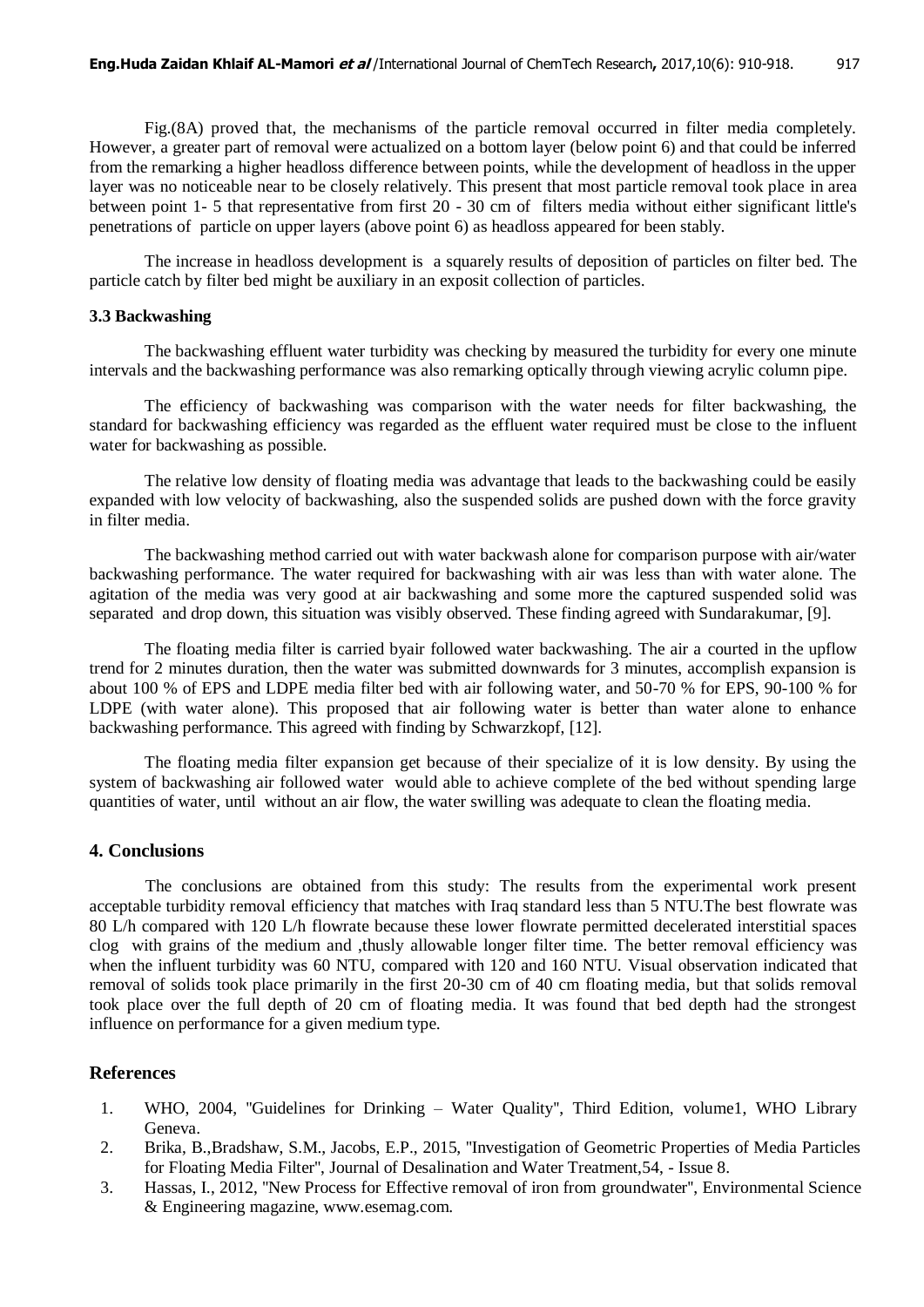Fig.(8A) proved that, the mechanisms of the particle removal occurred in filter media completely. However, a greater part of removal were actualized on a bottom layer (below point 6) and that could be inferred from the remarking a higher headloss difference between points, while the development of headloss in the upper layer was no noticeable near to be closely relatively. This present that most particle removal took place in area between point 1- 5 that representative from first 20 - 30 cm of filters media without either significant little's penetrations of particle on upper layers (above point 6) as headloss appeared for been stably.

The increase in headloss development is a squarely results of deposition of particles on filter bed. The particle catch by filter bed might be auxiliary in an exposit collection of particles.

### 3.3 Backwashing

The backwashing effluent water turbidity was checking by measured the turbidity for every one minute intervals and the backwashing performance was also remarking optically through viewing acrylic column pipe.

The efficiency of backwashing was comparison with the water needs for filter backwashing, the standard for backwashing efficiency was regarded as the effluent water required must be close to the influent water for backwashing as possible.

The relative low density of floating media was advantage that leads to the backwashing could be easily expanded with low velocity of backwashing, also the suspended solids are pushed down with the force gravity in filter media.

The backwashing method carried out with water backwash alone for comparison purpose with air/water backwashing performance. The water required for backwashing with air was less than with water alone. The agitation of the media was very good at air backwashing and some more the captured suspended solid was separated and drop down, this situation was visibly observed. These finding agreed with Sundarakumar, [9].

The floating media filter is carried byair followed water backwashing. The air a courted in the upflow trend for 2 minutes duration, then the water was submitted downwards for 3 minutes, accomplish expansion is about 100 % of EPS and LDPE media filter bed with air following water, and 50-70 % for EPS, 90-100 % for LDPE (with water alone). This proposed that air following water is better than water alone to enhance backwashing performance. This agreed with finding by Schwarzkopf, [12].

The floating media filter expansion get because of their specialize of it is low density. By using the system of backwashing air followed water would able to achieve complete of the bed without spending large quantities of water, until without an air flow, the water swilling was adequate to clean the floating media.

## 4. Conclusions

The conclusions are obtained from this study: The results from the experimental work present acceptable turbidity removal efficiency that matches with Iraq standard less than 5 NTU.The best flowrate was 80 L/h compared with 120 L/h flowrate because these lower flowrate permitted decelerated interstitial spaces clog with grains of the medium and ,thusly allowable longer filter time. The better removal efficiency was when the influent turbidity was 60 NTU, compared with 120 and 160 NTU. Visual observation indicated that removal of solids took place primarily in the first 20-30 cm of 40 cm floating media, but that solids removal took place over the full depth of 20 cm of floating media. It was found that bed depth had the strongest influence on performance for a given medium type.

## References

1. WHO, 2004, "Guidelines for Drinking – Water Quality", Third Edition, volume1, WHO Library Geneva.
2. Brika, B.,Bradshaw, S.M., Jacobs, E.P., 2015, "Investigation of Geometric Properties of Media Particles for Floating Media Filter", Journal of Desalination and Water Treatment,54, - Issue 8.
3. Hassas, I., 2012, "New Process for Effective removal of iron from groundwater", Environmental Science & Engineering magazine, www.esemag.com.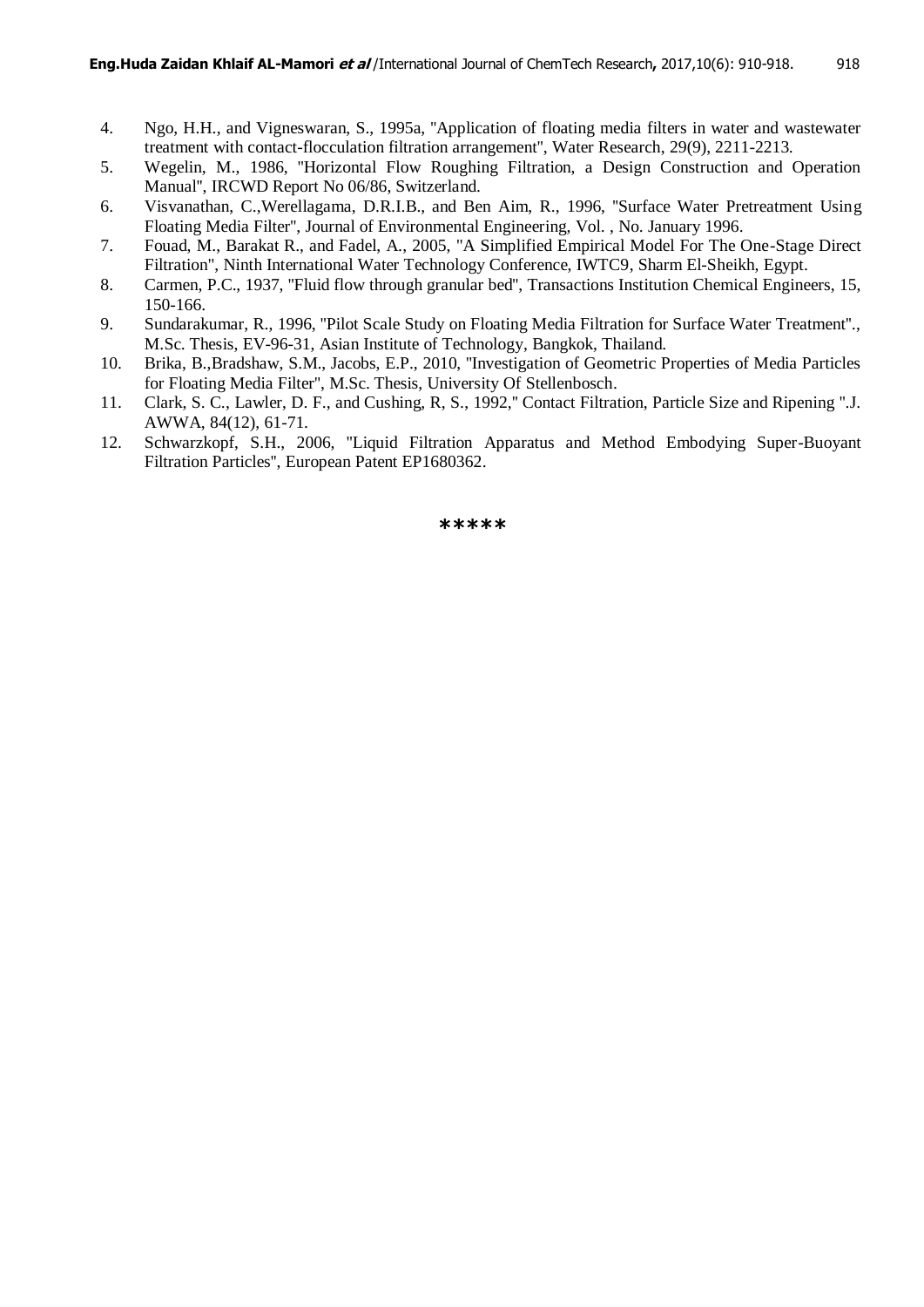4. Ngo, H.H., and Vigneswaran, S., 1995a, "Application of floating media filters in water and wastewater treatment with contact-flocculation filtration arrangement", Water Research, 29(9), 2211-2213.
5. Wegelin, M., 1986, "Horizontal Flow Roughing Filtration, a Design Construction and Operation Manual", IRCWD Report No 06/86, Switzerland.
6. Visvanathan, C.,Werellagama, D.R.I.B., and Ben Aim, R., 1996, "Surface Water Pretreatment Using Floating Media Filter", Journal of Environmental Engineering, Vol. , No. January 1996.
7. Fouad, M., Barakat R., and Fadel, A., 2005, "A Simplified Empirical Model For The One-Stage Direct Filtration", Ninth International Water Technology Conference, IWTC9, Sharm El-Sheikh, Egypt.
8. Carmen, P.C., 1937, "Fluid flow through granular bed", Transactions Institution Chemical Engineers, 15, 150-166.
9. Sundarakumar, R., 1996, "Pilot Scale Study on Floating Media Filtration for Surface Water Treatment"., M.Sc. Thesis, EV-96-31, Asian Institute of Technology, Bangkok, Thailand.
10. Brika, B.,Bradshaw, S.M., Jacobs, E.P., 2010, "Investigation of Geometric Properties of Media Particles for Floating Media Filter", M.Sc. Thesis, University Of Stellenbosch.
11. Clark, S. C., Lawler, D. F., and Cushing, R, S., 1992," Contact Filtration, Particle Size and Ripening ".J. AWWA, 84(12), 61-71.
12. Schwarzkopf, S.H., 2006, "Liquid Filtration Apparatus and Method Embodying Super-Buoyant Filtration Particles", European Patent EP1680362.

*****